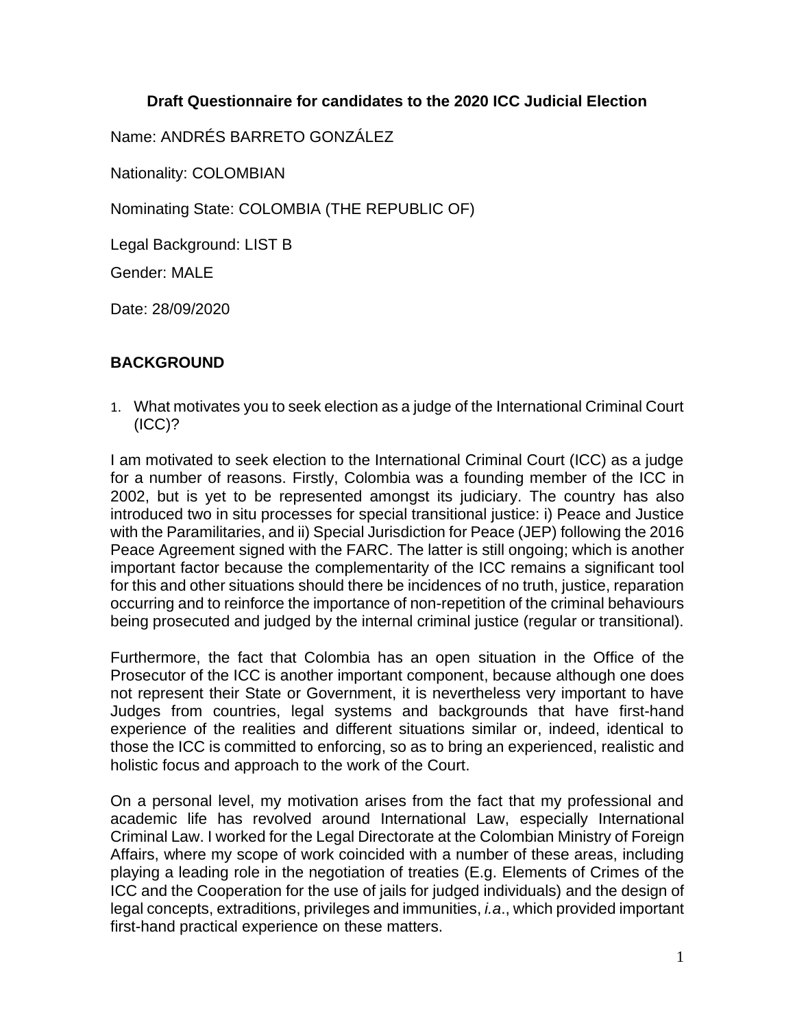**Draft Questionnaire for candidates to the 2020 ICC Judicial Election**

Name: ANDRÉS BARRETO GONZÁLEZ

Nationality: COLOMBIAN

Nominating State: COLOMBIA (THE REPUBLIC OF)

Legal Background: LIST B

Gender: MALE

Date: 28/09/2020

## BACKGROUND

1. What motivates you to seek election as a judge of the International Criminal Court (ICC)?

I am motivated to seek election to the International Criminal Court (ICC) as a judge for a number of reasons. Firstly, Colombia was a founding member of the ICC in 2002, but is yet to be represented amongst its judiciary. The country has also introduced two in situ processes for special transitional justice: i) Peace and Justice with the Paramilitaries, and ii) Special Jurisdiction for Peace (JEP) following the 2016 Peace Agreement signed with the FARC. The latter is still ongoing; which is another important factor because the complementarity of the ICC remains a significant tool for this and other situations should there be incidences of no truth, justice, reparation occurring and to reinforce the importance of non-repetition of the criminal behaviours being prosecuted and judged by the internal criminal justice (regular or transitional).

Furthermore, the fact that Colombia has an open situation in the Office of the Prosecutor of the ICC is another important component, because although one does not represent their State or Government, it is nevertheless very important to have Judges from countries, legal systems and backgrounds that have first-hand experience of the realities and different situations similar or, indeed, identical to those the ICC is committed to enforcing, so as to bring an experienced, realistic and holistic focus and approach to the work of the Court.

On a personal level, my motivation arises from the fact that my professional and academic life has revolved around International Law, especially International Criminal Law. I worked for the Legal Directorate at the Colombian Ministry of Foreign Affairs, where my scope of work coincided with a number of these areas, including playing a leading role in the negotiation of treaties (E.g. Elements of Crimes of the ICC and the Cooperation for the use of jails for judged individuals) and the design of legal concepts, extraditions, privileges and immunities, *i.a*., which provided important first-hand practical experience on these matters.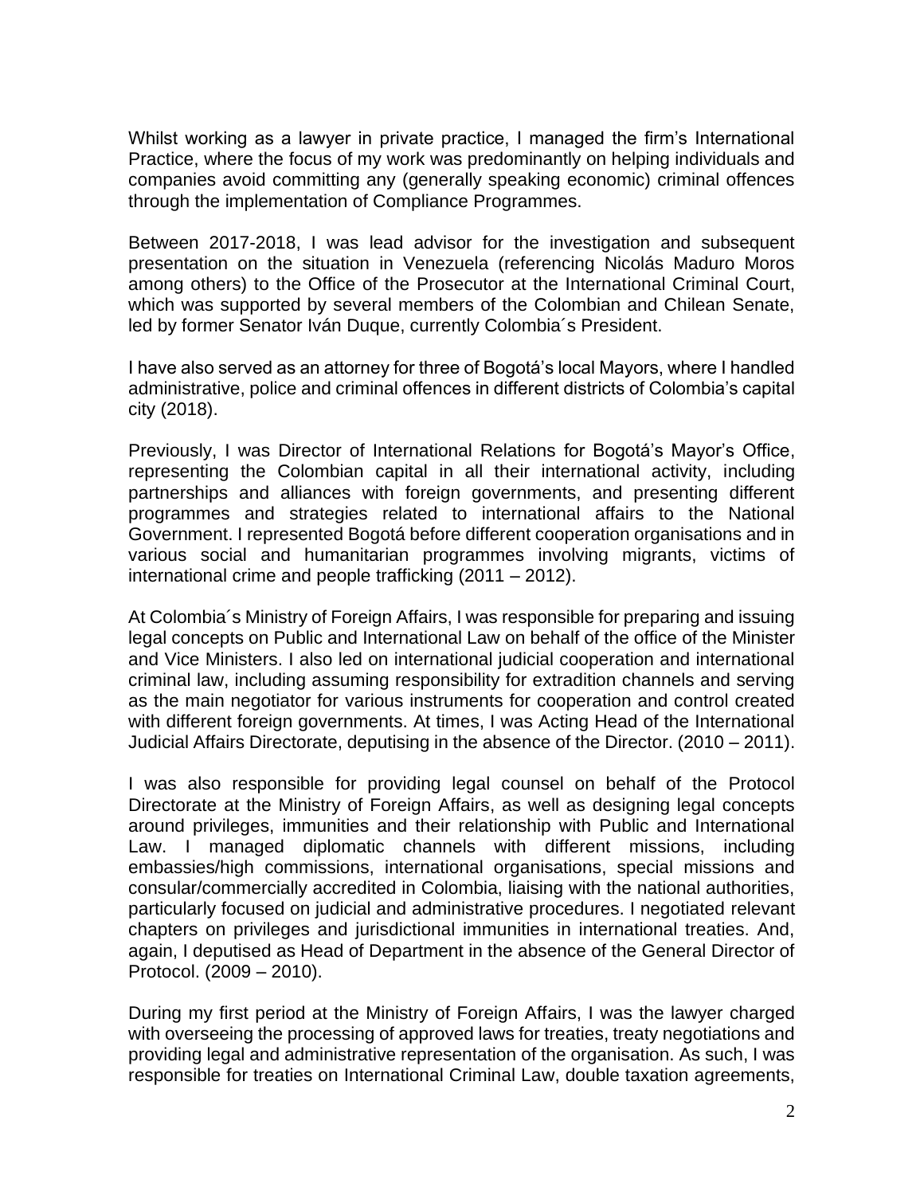Whilst working as a lawyer in private practice, I managed the firm's International Practice, where the focus of my work was predominantly on helping individuals and companies avoid committing any (generally speaking economic) criminal offences through the implementation of Compliance Programmes.

Between 2017-2018, I was lead advisor for the investigation and subsequent presentation on the situation in Venezuela (referencing Nicolás Maduro Moros among others) to the Office of the Prosecutor at the International Criminal Court, which was supported by several members of the Colombian and Chilean Senate, led by former Senator Iván Duque, currently Colombia´s President.

I have also served as an attorney for three of Bogotá's local Mayors, where I handled administrative, police and criminal offences in different districts of Colombia's capital city (2018).

Previously, I was Director of International Relations for Bogotá's Mayor's Office, representing the Colombian capital in all their international activity, including partnerships and alliances with foreign governments, and presenting different programmes and strategies related to international affairs to the National Government. I represented Bogotá before different cooperation organisations and in various social and humanitarian programmes involving migrants, victims of international crime and people trafficking (2011 – 2012).

At Colombia´s Ministry of Foreign Affairs, I was responsible for preparing and issuing legal concepts on Public and International Law on behalf of the office of the Minister and Vice Ministers. I also led on international judicial cooperation and international criminal law, including assuming responsibility for extradition channels and serving as the main negotiator for various instruments for cooperation and control created with different foreign governments. At times, I was Acting Head of the International Judicial Affairs Directorate, deputising in the absence of the Director. (2010 – 2011).

I was also responsible for providing legal counsel on behalf of the Protocol Directorate at the Ministry of Foreign Affairs, as well as designing legal concepts around privileges, immunities and their relationship with Public and International Law. I managed diplomatic channels with different missions, including embassies/high commissions, international organisations, special missions and consular/commercially accredited in Colombia, liaising with the national authorities, particularly focused on judicial and administrative procedures. I negotiated relevant chapters on privileges and jurisdictional immunities in international treaties. And, again, I deputised as Head of Department in the absence of the General Director of Protocol. (2009 – 2010).

During my first period at the Ministry of Foreign Affairs, I was the lawyer charged with overseeing the processing of approved laws for treaties, treaty negotiations and providing legal and administrative representation of the organisation. As such, I was responsible for treaties on International Criminal Law, double taxation agreements,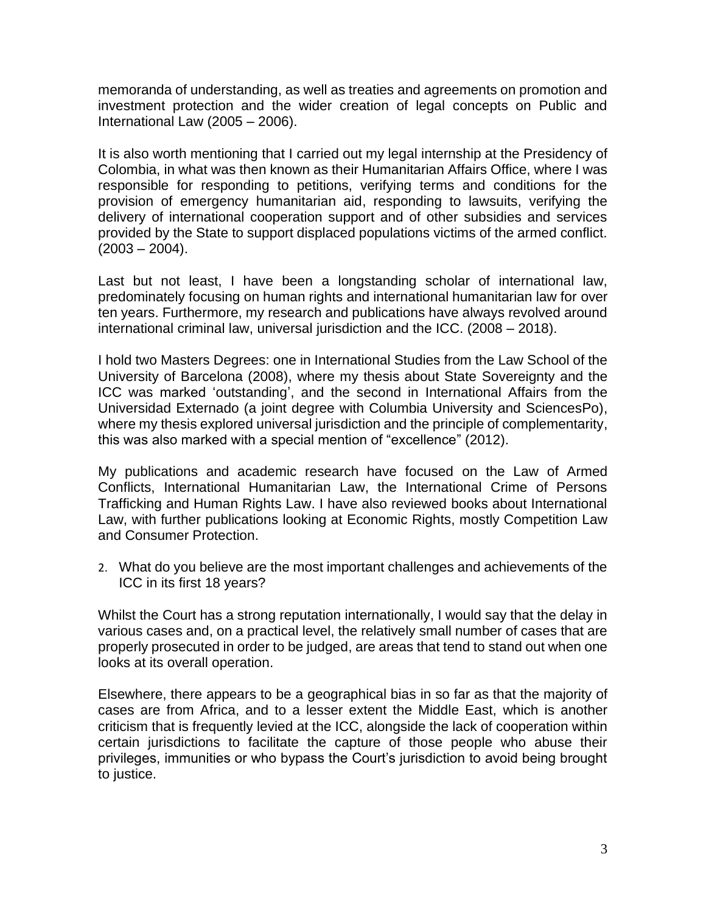memoranda of understanding, as well as treaties and agreements on promotion and investment protection and the wider creation of legal concepts on Public and International Law (2005 – 2006).

It is also worth mentioning that I carried out my legal internship at the Presidency of Colombia, in what was then known as their Humanitarian Affairs Office, where I was responsible for responding to petitions, verifying terms and conditions for the provision of emergency humanitarian aid, responding to lawsuits, verifying the delivery of international cooperation support and of other subsidies and services provided by the State to support displaced populations victims of the armed conflict. (2003 – 2004).

Last but not least, I have been a longstanding scholar of international law, predominately focusing on human rights and international humanitarian law for over ten years. Furthermore, my research and publications have always revolved around international criminal law, universal jurisdiction and the ICC. (2008 – 2018).

I hold two Masters Degrees: one in International Studies from the Law School of the University of Barcelona (2008), where my thesis about State Sovereignty and the ICC was marked 'outstanding', and the second in International Affairs from the Universidad Externado (a joint degree with Columbia University and SciencesPo), where my thesis explored universal jurisdiction and the principle of complementarity, this was also marked with a special mention of "excellence" (2012).

My publications and academic research have focused on the Law of Armed Conflicts, International Humanitarian Law, the International Crime of Persons Trafficking and Human Rights Law. I have also reviewed books about International Law, with further publications looking at Economic Rights, mostly Competition Law and Consumer Protection.

2. What do you believe are the most important challenges and achievements of the ICC in its first 18 years?

Whilst the Court has a strong reputation internationally, I would say that the delay in various cases and, on a practical level, the relatively small number of cases that are properly prosecuted in order to be judged, are areas that tend to stand out when one looks at its overall operation.

Elsewhere, there appears to be a geographical bias in so far as that the majority of cases are from Africa, and to a lesser extent the Middle East, which is another criticism that is frequently levied at the ICC, alongside the lack of cooperation within certain jurisdictions to facilitate the capture of those people who abuse their privileges, immunities or who bypass the Court's jurisdiction to avoid being brought to justice.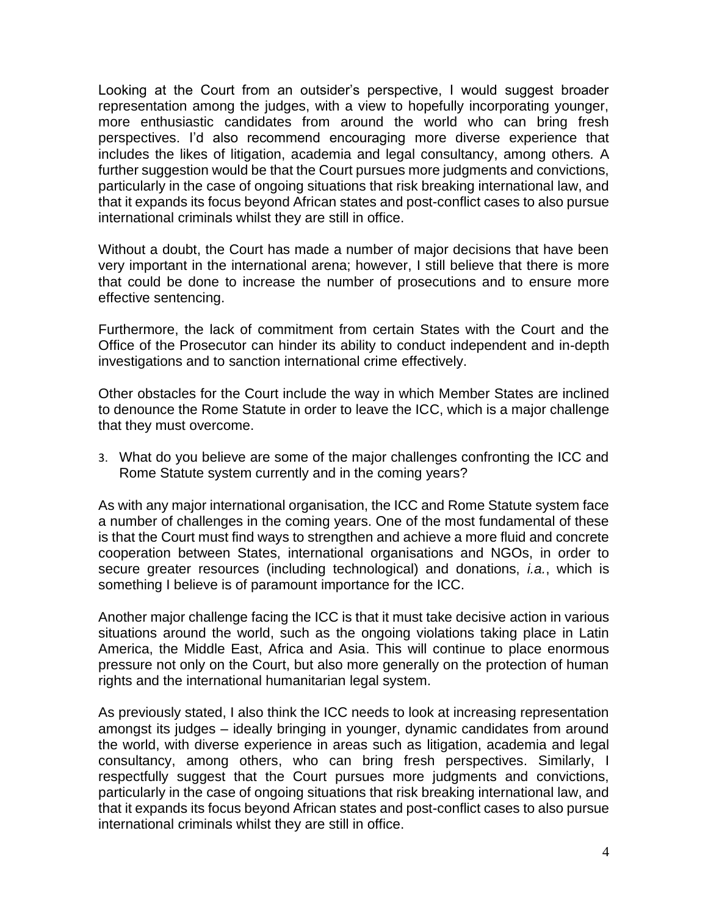Looking at the Court from an outsider's perspective, I would suggest broader representation among the judges, with a view to hopefully incorporating younger, more enthusiastic candidates from around the world who can bring fresh perspectives. I'd also recommend encouraging more diverse experience that includes the likes of litigation, academia and legal consultancy, among others. A further suggestion would be that the Court pursues more judgments and convictions, particularly in the case of ongoing situations that risk breaking international law, and that it expands its focus beyond African states and post-conflict cases to also pursue international criminals whilst they are still in office.

Without a doubt, the Court has made a number of major decisions that have been very important in the international arena; however, I still believe that there is more that could be done to increase the number of prosecutions and to ensure more effective sentencing.

Furthermore, the lack of commitment from certain States with the Court and the Office of the Prosecutor can hinder its ability to conduct independent and in-depth investigations and to sanction international crime effectively.

Other obstacles for the Court include the way in which Member States are inclined to denounce the Rome Statute in order to leave the ICC, which is a major challenge that they must overcome.

3. What do you believe are some of the major challenges confronting the ICC and Rome Statute system currently and in the coming years?

As with any major international organisation, the ICC and Rome Statute system face a number of challenges in the coming years. One of the most fundamental of these is that the Court must find ways to strengthen and achieve a more fluid and concrete cooperation between States, international organisations and NGOs, in order to secure greater resources (including technological) and donations, *i.a.*, which is something I believe is of paramount importance for the ICC.

Another major challenge facing the ICC is that it must take decisive action in various situations around the world, such as the ongoing violations taking place in Latin America, the Middle East, Africa and Asia. This will continue to place enormous pressure not only on the Court, but also more generally on the protection of human rights and the international humanitarian legal system.

As previously stated, I also think the ICC needs to look at increasing representation amongst its judges – ideally bringing in younger, dynamic candidates from around the world, with diverse experience in areas such as litigation, academia and legal consultancy, among others, who can bring fresh perspectives. Similarly, I respectfully suggest that the Court pursues more judgments and convictions, particularly in the case of ongoing situations that risk breaking international law, and that it expands its focus beyond African states and post-conflict cases to also pursue international criminals whilst they are still in office.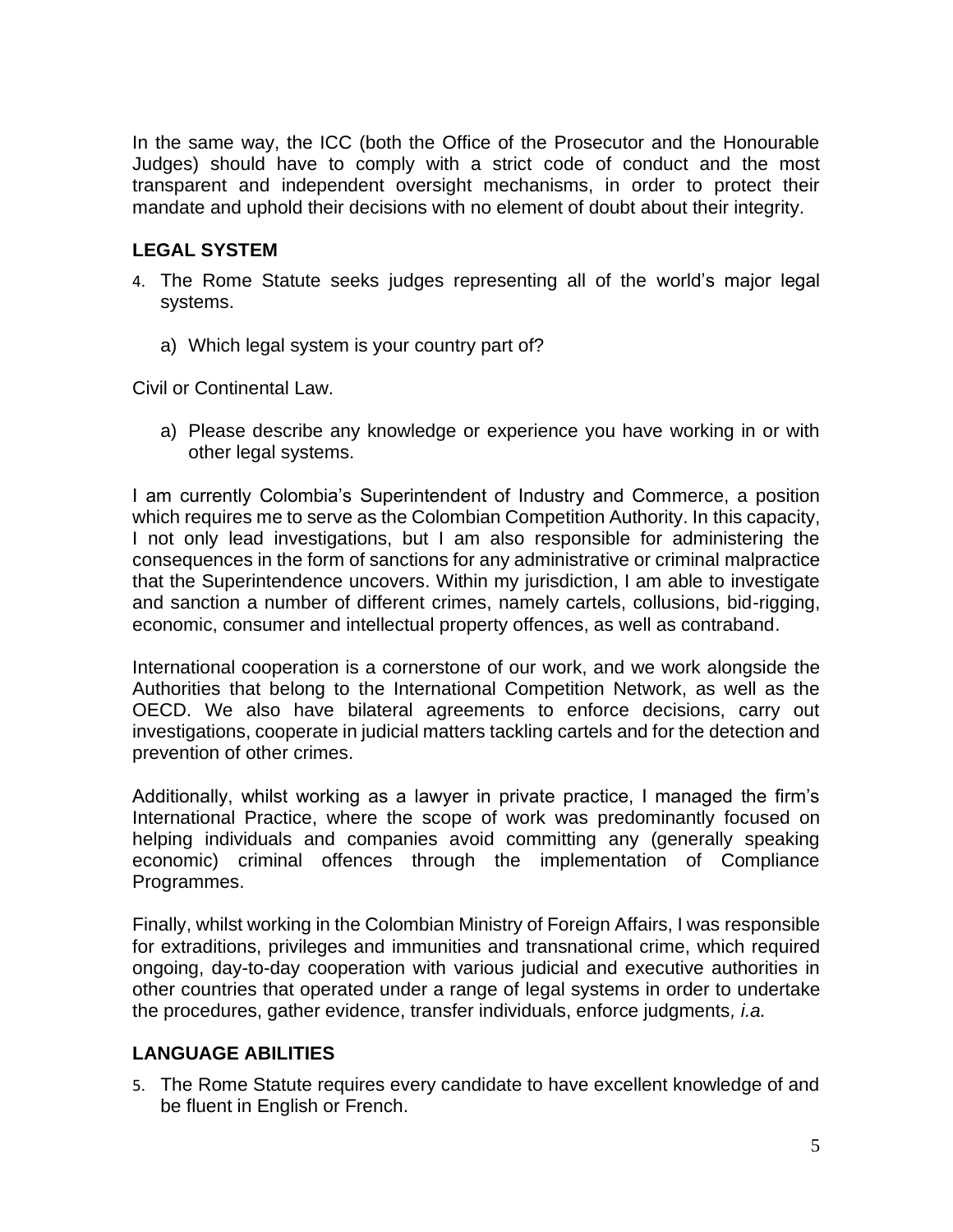In the same way, the ICC (both the Office of the Prosecutor and the Honourable Judges) should have to comply with a strict code of conduct and the most transparent and independent oversight mechanisms, in order to protect their mandate and uphold their decisions with no element of doubt about their integrity.

## LEGAL SYSTEM

4. The Rome Statute seeks judges representing all of the world's major legal systems.

   a) Which legal system is your country part of?

Civil or Continental Law.

   a) Please describe any knowledge or experience you have working in or with other legal systems.

I am currently Colombia's Superintendent of Industry and Commerce, a position which requires me to serve as the Colombian Competition Authority. In this capacity, I not only lead investigations, but I am also responsible for administering the consequences in the form of sanctions for any administrative or criminal malpractice that the Superintendence uncovers. Within my jurisdiction, I am able to investigate and sanction a number of different crimes, namely cartels, collusions, bid-rigging, economic, consumer and intellectual property offences, as well as contraband.

International cooperation is a cornerstone of our work, and we work alongside the Authorities that belong to the International Competition Network, as well as the OECD. We also have bilateral agreements to enforce decisions, carry out investigations, cooperate in judicial matters tackling cartels and for the detection and prevention of other crimes.

Additionally, whilst working as a lawyer in private practice, I managed the firm's International Practice, where the scope of work was predominantly focused on helping individuals and companies avoid committing any (generally speaking economic) criminal offences through the implementation of Compliance Programmes.

Finally, whilst working in the Colombian Ministry of Foreign Affairs, I was responsible for extraditions, privileges and immunities and transnational crime, which required ongoing, day-to-day cooperation with various judicial and executive authorities in other countries that operated under a range of legal systems in order to undertake the procedures, gather evidence, transfer individuals, enforce judgments*, i.a.*

## LANGUAGE ABILITIES

5. The Rome Statute requires every candidate to have excellent knowledge of and be fluent in English or French.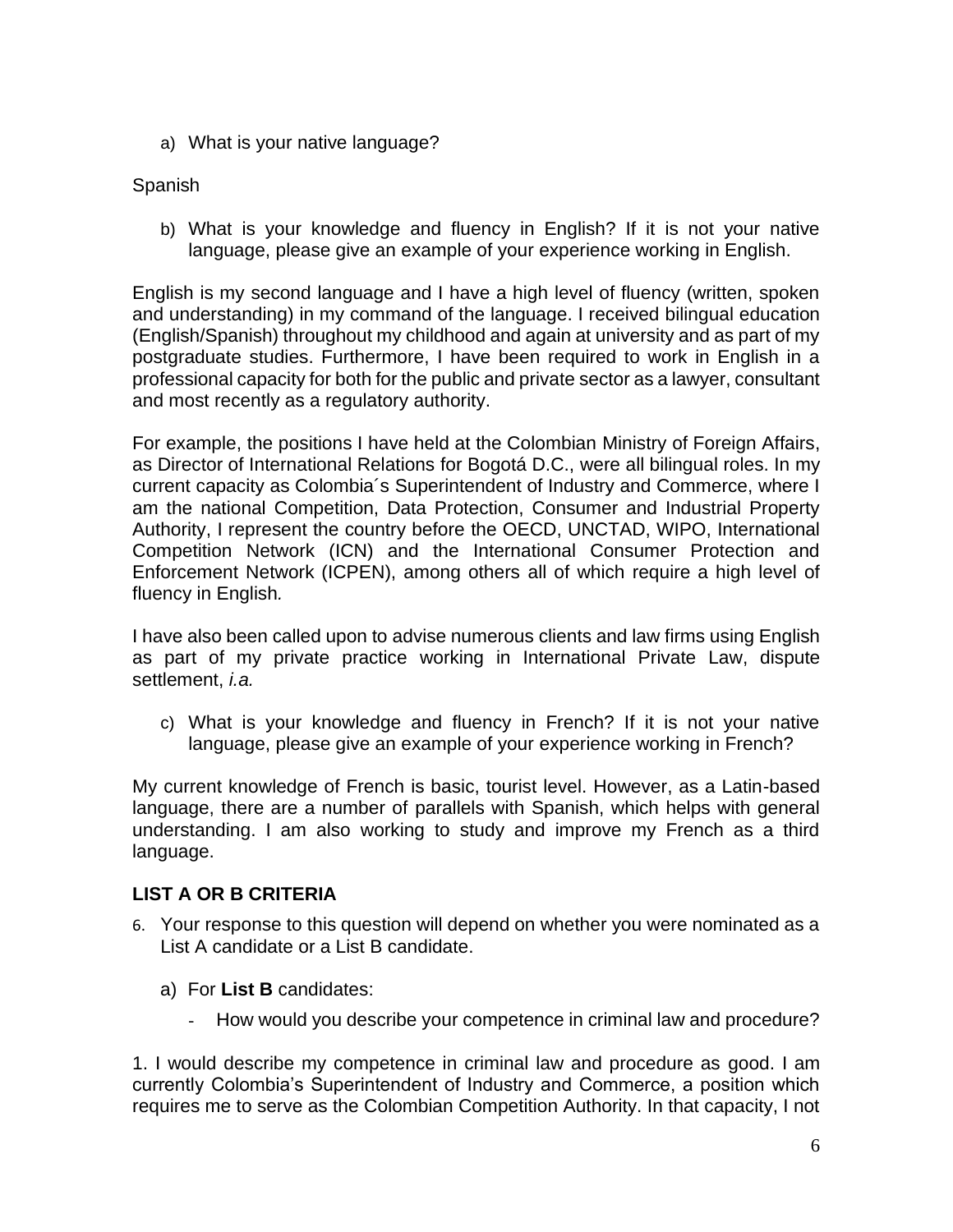a) What is your native language?

Spanish

b) What is your knowledge and fluency in English? If it is not your native language, please give an example of your experience working in English.

English is my second language and I have a high level of fluency (written, spoken and understanding) in my command of the language. I received bilingual education (English/Spanish) throughout my childhood and again at university and as part of my postgraduate studies. Furthermore, I have been required to work in English in a professional capacity for both for the public and private sector as a lawyer, consultant and most recently as a regulatory authority.

For example, the positions I have held at the Colombian Ministry of Foreign Affairs, as Director of International Relations for Bogotá D.C., were all bilingual roles. In my current capacity as Colombia´s Superintendent of Industry and Commerce, where I am the national Competition, Data Protection, Consumer and Industrial Property Authority, I represent the country before the OECD, UNCTAD, WIPO, International Competition Network (ICN) and the International Consumer Protection and Enforcement Network (ICPEN), among others all of which require a high level of fluency in English.

I have also been called upon to advise numerous clients and law firms using English as part of my private practice working in International Private Law, dispute settlement, *i.a.*

c) What is your knowledge and fluency in French? If it is not your native language, please give an example of your experience working in French?

My current knowledge of French is basic, tourist level. However, as a Latin-based language, there are a number of parallels with Spanish, which helps with general understanding. I am also working to study and improve my French as a third language.

## LIST A OR B CRITERIA

6. Your response to this question will depend on whether you were nominated as a List A candidate or a List B candidate.

   a) For **List B** candidates:

      - How would you describe your competence in criminal law and procedure?

1. I would describe my competence in criminal law and procedure as good. I am currently Colombia’s Superintendent of Industry and Commerce, a position which requires me to serve as the Colombian Competition Authority. In that capacity, I not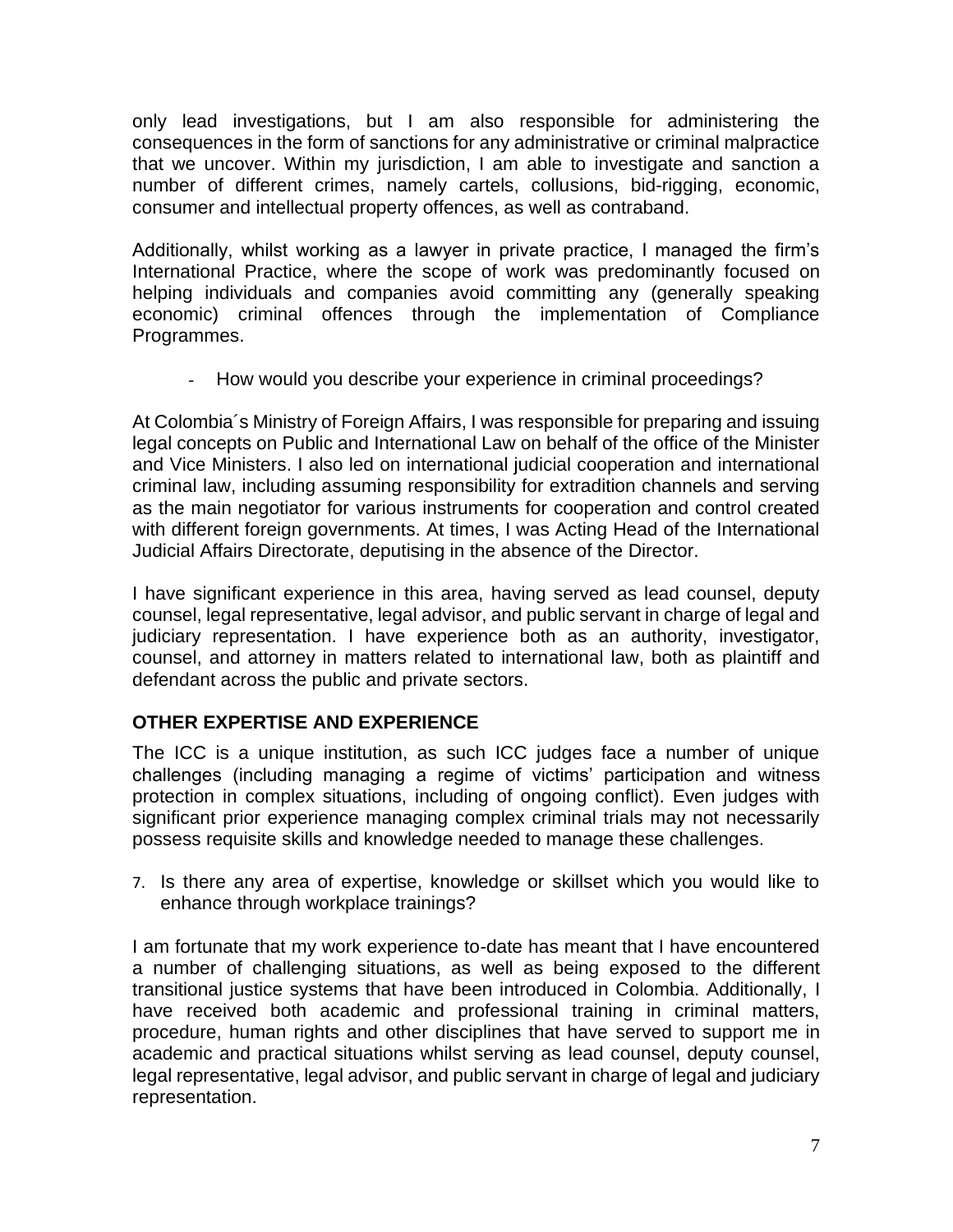only lead investigations, but I am also responsible for administering the consequences in the form of sanctions for any administrative or criminal malpractice that we uncover. Within my jurisdiction, I am able to investigate and sanction a number of different crimes, namely cartels, collusions, bid-rigging, economic, consumer and intellectual property offences, as well as contraband.

Additionally, whilst working as a lawyer in private practice, I managed the firm's International Practice, where the scope of work was predominantly focused on helping individuals and companies avoid committing any (generally speaking economic) criminal offences through the implementation of Compliance Programmes.

- How would you describe your experience in criminal proceedings?

At Colombia´s Ministry of Foreign Affairs, I was responsible for preparing and issuing legal concepts on Public and International Law on behalf of the office of the Minister and Vice Ministers. I also led on international judicial cooperation and international criminal law, including assuming responsibility for extradition channels and serving as the main negotiator for various instruments for cooperation and control created with different foreign governments. At times, I was Acting Head of the International Judicial Affairs Directorate, deputising in the absence of the Director.

I have significant experience in this area, having served as lead counsel, deputy counsel, legal representative, legal advisor, and public servant in charge of legal and judiciary representation. I have experience both as an authority, investigator, counsel, and attorney in matters related to international law, both as plaintiff and defendant across the public and private sectors.

## OTHER EXPERTISE AND EXPERIENCE

The ICC is a unique institution, as such ICC judges face a number of unique challenges (including managing a regime of victims' participation and witness protection in complex situations, including of ongoing conflict). Even judges with significant prior experience managing complex criminal trials may not necessarily possess requisite skills and knowledge needed to manage these challenges.

7. Is there any area of expertise, knowledge or skillset which you would like to enhance through workplace trainings?

I am fortunate that my work experience to-date has meant that I have encountered a number of challenging situations, as well as being exposed to the different transitional justice systems that have been introduced in Colombia. Additionally, I have received both academic and professional training in criminal matters, procedure, human rights and other disciplines that have served to support me in academic and practical situations whilst serving as lead counsel, deputy counsel, legal representative, legal advisor, and public servant in charge of legal and judiciary representation.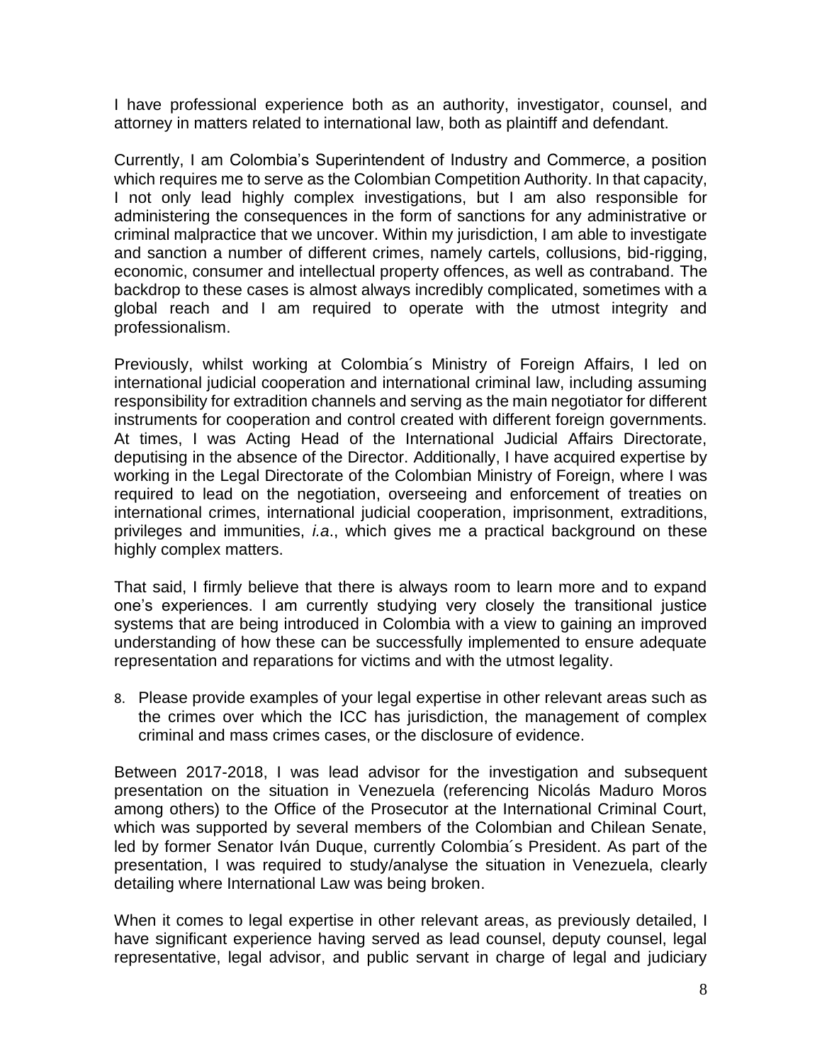I have professional experience both as an authority, investigator, counsel, and attorney in matters related to international law, both as plaintiff and defendant.

Currently, I am Colombia's Superintendent of Industry and Commerce, a position which requires me to serve as the Colombian Competition Authority. In that capacity, I not only lead highly complex investigations, but I am also responsible for administering the consequences in the form of sanctions for any administrative or criminal malpractice that we uncover. Within my jurisdiction, I am able to investigate and sanction a number of different crimes, namely cartels, collusions, bid-rigging, economic, consumer and intellectual property offences, as well as contraband. The backdrop to these cases is almost always incredibly complicated, sometimes with a global reach and I am required to operate with the utmost integrity and professionalism.

Previously, whilst working at Colombia´s Ministry of Foreign Affairs, I led on international judicial cooperation and international criminal law, including assuming responsibility for extradition channels and serving as the main negotiator for different instruments for cooperation and control created with different foreign governments. At times, I was Acting Head of the International Judicial Affairs Directorate, deputising in the absence of the Director. Additionally, I have acquired expertise by working in the Legal Directorate of the Colombian Ministry of Foreign, where I was required to lead on the negotiation, overseeing and enforcement of treaties on international crimes, international judicial cooperation, imprisonment, extraditions, privileges and immunities, *i.a*., which gives me a practical background on these highly complex matters.

That said, I firmly believe that there is always room to learn more and to expand one's experiences. I am currently studying very closely the transitional justice systems that are being introduced in Colombia with a view to gaining an improved understanding of how these can be successfully implemented to ensure adequate representation and reparations for victims and with the utmost legality.

8. Please provide examples of your legal expertise in other relevant areas such as the crimes over which the ICC has jurisdiction, the management of complex criminal and mass crimes cases, or the disclosure of evidence.

Between 2017-2018, I was lead advisor for the investigation and subsequent presentation on the situation in Venezuela (referencing Nicolás Maduro Moros among others) to the Office of the Prosecutor at the International Criminal Court, which was supported by several members of the Colombian and Chilean Senate, led by former Senator Iván Duque, currently Colombia´s President. As part of the presentation, I was required to study/analyse the situation in Venezuela, clearly detailing where International Law was being broken.

When it comes to legal expertise in other relevant areas, as previously detailed, I have significant experience having served as lead counsel, deputy counsel, legal representative, legal advisor, and public servant in charge of legal and judiciary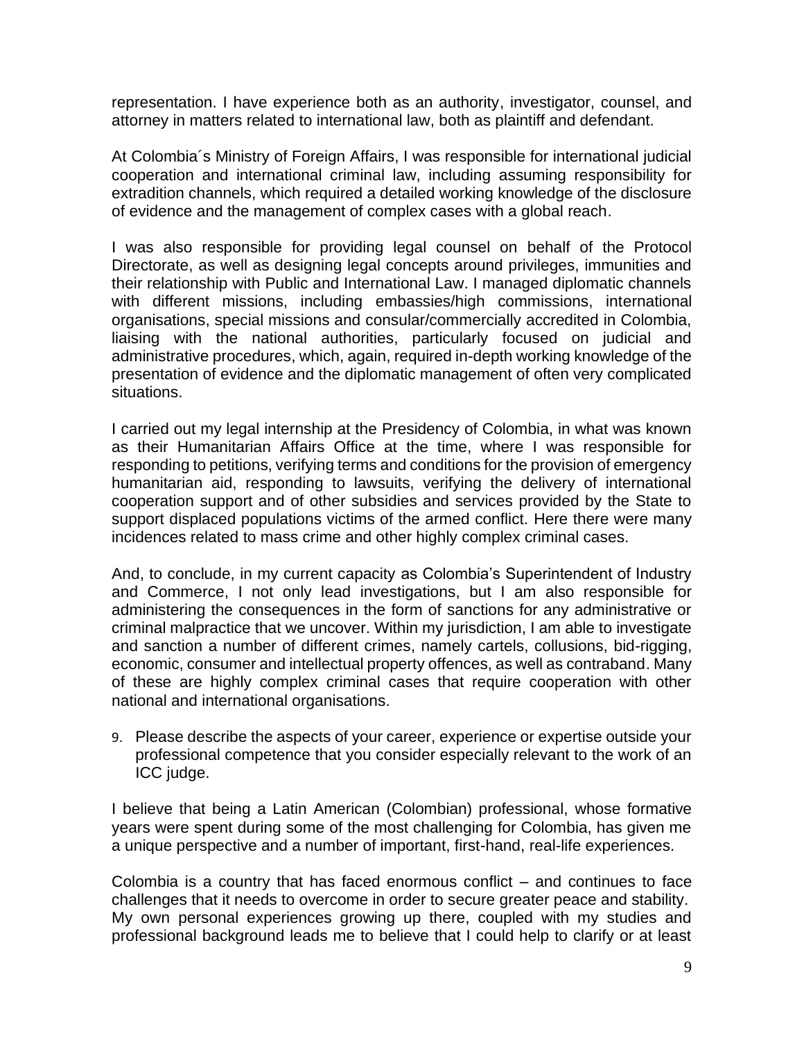representation. I have experience both as an authority, investigator, counsel, and attorney in matters related to international law, both as plaintiff and defendant.

At Colombia´s Ministry of Foreign Affairs, I was responsible for international judicial cooperation and international criminal law, including assuming responsibility for extradition channels, which required a detailed working knowledge of the disclosure of evidence and the management of complex cases with a global reach.

I was also responsible for providing legal counsel on behalf of the Protocol Directorate, as well as designing legal concepts around privileges, immunities and their relationship with Public and International Law. I managed diplomatic channels with different missions, including embassies/high commissions, international organisations, special missions and consular/commercially accredited in Colombia, liaising with the national authorities, particularly focused on judicial and administrative procedures, which, again, required in-depth working knowledge of the presentation of evidence and the diplomatic management of often very complicated situations.

I carried out my legal internship at the Presidency of Colombia, in what was known as their Humanitarian Affairs Office at the time, where I was responsible for responding to petitions, verifying terms and conditions for the provision of emergency humanitarian aid, responding to lawsuits, verifying the delivery of international cooperation support and of other subsidies and services provided by the State to support displaced populations victims of the armed conflict. Here there were many incidences related to mass crime and other highly complex criminal cases.

And, to conclude, in my current capacity as Colombia's Superintendent of Industry and Commerce, I not only lead investigations, but I am also responsible for administering the consequences in the form of sanctions for any administrative or criminal malpractice that we uncover. Within my jurisdiction, I am able to investigate and sanction a number of different crimes, namely cartels, collusions, bid-rigging, economic, consumer and intellectual property offences, as well as contraband. Many of these are highly complex criminal cases that require cooperation with other national and international organisations.

9. Please describe the aspects of your career, experience or expertise outside your professional competence that you consider especially relevant to the work of an ICC judge.

I believe that being a Latin American (Colombian) professional, whose formative years were spent during some of the most challenging for Colombia, has given me a unique perspective and a number of important, first-hand, real-life experiences.

Colombia is a country that has faced enormous conflict – and continues to face challenges that it needs to overcome in order to secure greater peace and stability. My own personal experiences growing up there, coupled with my studies and professional background leads me to believe that I could help to clarify or at least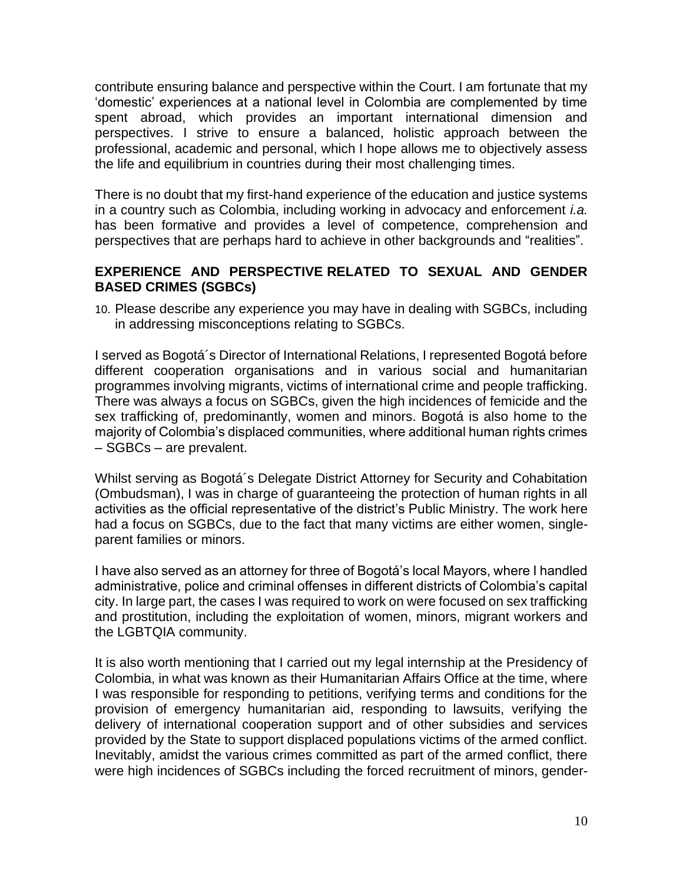contribute ensuring balance and perspective within the Court. I am fortunate that my 'domestic' experiences at a national level in Colombia are complemented by time spent abroad, which provides an important international dimension and perspectives. I strive to ensure a balanced, holistic approach between the professional, academic and personal, which I hope allows me to objectively assess the life and equilibrium in countries during their most challenging times.

There is no doubt that my first-hand experience of the education and justice systems in a country such as Colombia, including working in advocacy and enforcement *i.a.* has been formative and provides a level of competence, comprehension and perspectives that are perhaps hard to achieve in other backgrounds and "realities".

## EXPERIENCE AND PERSPECTIVE RELATED TO SEXUAL AND GENDER BASED CRIMES (SGBCs)

10. Please describe any experience you may have in dealing with SGBCs, including in addressing misconceptions relating to SGBCs.

I served as Bogotá´s Director of International Relations, I represented Bogotá before different cooperation organisations and in various social and humanitarian programmes involving migrants, victims of international crime and people trafficking. There was always a focus on SGBCs, given the high incidences of femicide and the sex trafficking of, predominantly, women and minors. Bogotá is also home to the majority of Colombia's displaced communities, where additional human rights crimes – SGBCs – are prevalent.

Whilst serving as Bogotá´s Delegate District Attorney for Security and Cohabitation (Ombudsman), I was in charge of guaranteeing the protection of human rights in all activities as the official representative of the district's Public Ministry. The work here had a focus on SGBCs, due to the fact that many victims are either women, single-parent families or minors.

I have also served as an attorney for three of Bogotá's local Mayors, where I handled administrative, police and criminal offenses in different districts of Colombia's capital city. In large part, the cases I was required to work on were focused on sex trafficking and prostitution, including the exploitation of women, minors, migrant workers and the LGBTQIA community.

It is also worth mentioning that I carried out my legal internship at the Presidency of Colombia, in what was known as their Humanitarian Affairs Office at the time, where I was responsible for responding to petitions, verifying terms and conditions for the provision of emergency humanitarian aid, responding to lawsuits, verifying the delivery of international cooperation support and of other subsidies and services provided by the State to support displaced populations victims of the armed conflict. Inevitably, amidst the various crimes committed as part of the armed conflict, there were high incidences of SGBCs including the forced recruitment of minors, gender-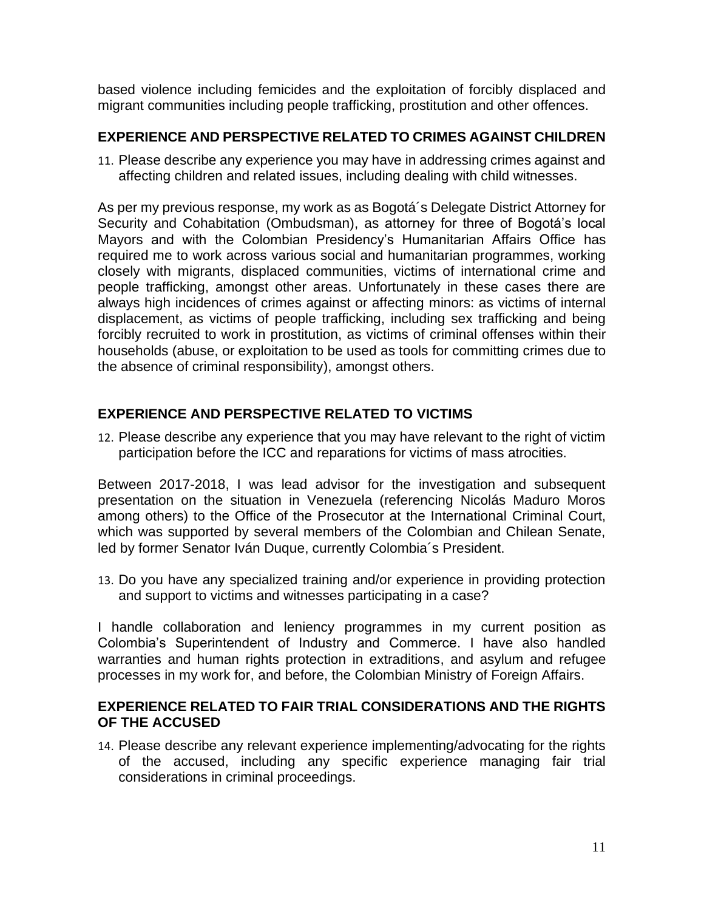based violence including femicides and the exploitation of forcibly displaced and migrant communities including people trafficking, prostitution and other offences.

## EXPERIENCE AND PERSPECTIVE RELATED TO CRIMES AGAINST CHILDREN

11. Please describe any experience you may have in addressing crimes against and affecting children and related issues, including dealing with child witnesses.

As per my previous response, my work as as Bogotá´s Delegate District Attorney for Security and Cohabitation (Ombudsman), as attorney for three of Bogotá's local Mayors and with the Colombian Presidency's Humanitarian Affairs Office has required me to work across various social and humanitarian programmes, working closely with migrants, displaced communities, victims of international crime and people trafficking, amongst other areas. Unfortunately in these cases there are always high incidences of crimes against or affecting minors: as victims of internal displacement, as victims of people trafficking, including sex trafficking and being forcibly recruited to work in prostitution, as victims of criminal offenses within their households (abuse, or exploitation to be used as tools for committing crimes due to the absence of criminal responsibility), amongst others.

## EXPERIENCE AND PERSPECTIVE RELATED TO VICTIMS

12. Please describe any experience that you may have relevant to the right of victim participation before the ICC and reparations for victims of mass atrocities.

Between 2017-2018, I was lead advisor for the investigation and subsequent presentation on the situation in Venezuela (referencing Nicolás Maduro Moros among others) to the Office of the Prosecutor at the International Criminal Court, which was supported by several members of the Colombian and Chilean Senate, led by former Senator Iván Duque, currently Colombia´s President.

13. Do you have any specialized training and/or experience in providing protection and support to victims and witnesses participating in a case?

I handle collaboration and leniency programmes in my current position as Colombia's Superintendent of Industry and Commerce. I have also handled warranties and human rights protection in extraditions, and asylum and refugee processes in my work for, and before, the Colombian Ministry of Foreign Affairs.

## EXPERIENCE RELATED TO FAIR TRIAL CONSIDERATIONS AND THE RIGHTS OF THE ACCUSED

14. Please describe any relevant experience implementing/advocating for the rights of the accused, including any specific experience managing fair trial considerations in criminal proceedings.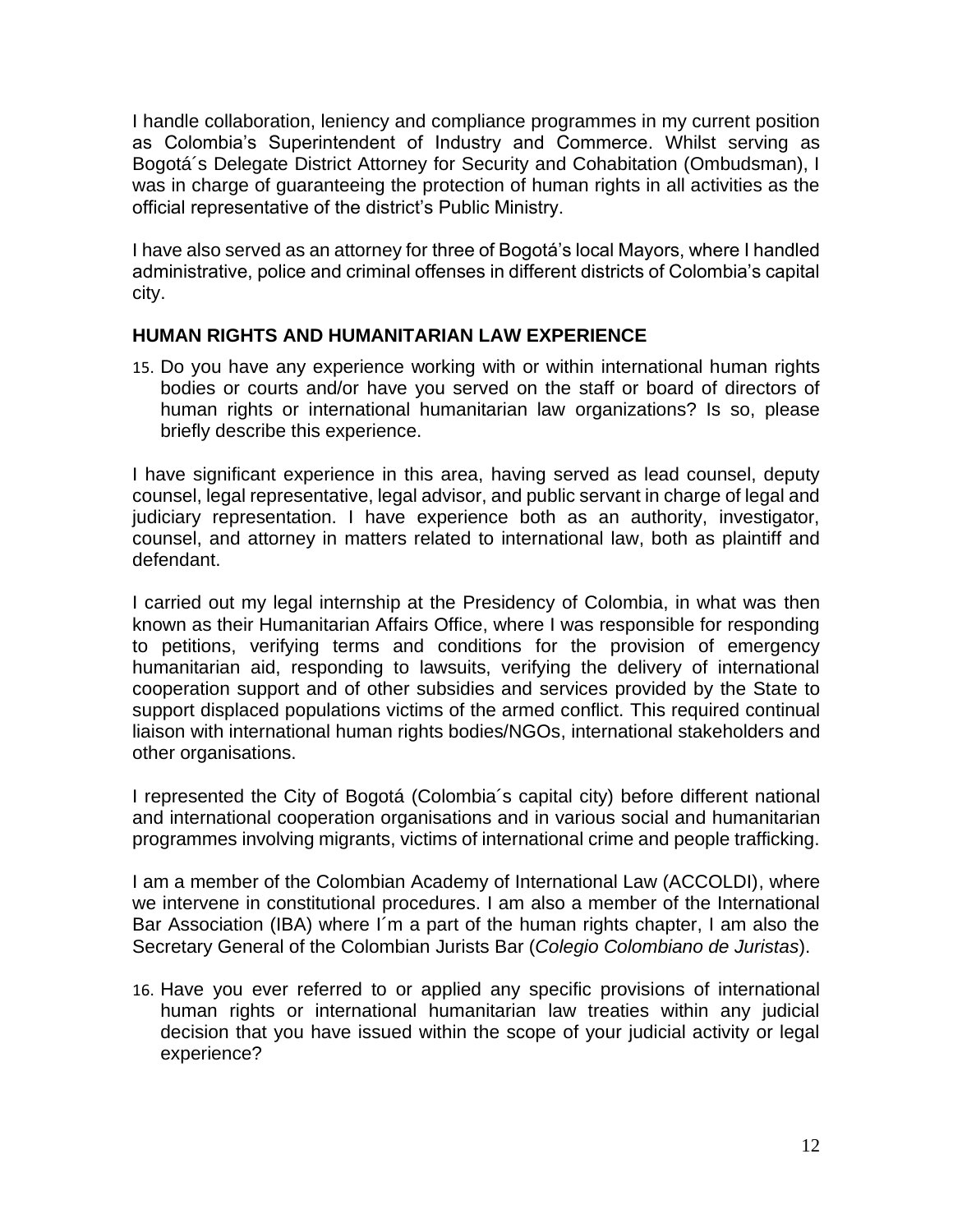I handle collaboration, leniency and compliance programmes in my current position as Colombia's Superintendent of Industry and Commerce. Whilst serving as Bogotá´s Delegate District Attorney for Security and Cohabitation (Ombudsman), I was in charge of guaranteeing the protection of human rights in all activities as the official representative of the district's Public Ministry.

I have also served as an attorney for three of Bogotá's local Mayors, where I handled administrative, police and criminal offenses in different districts of Colombia's capital city.

### HUMAN RIGHTS AND HUMANITARIAN LAW EXPERIENCE

15. Do you have any experience working with or within international human rights bodies or courts and/or have you served on the staff or board of directors of human rights or international humanitarian law organizations? Is so, please briefly describe this experience.

I have significant experience in this area, having served as lead counsel, deputy counsel, legal representative, legal advisor, and public servant in charge of legal and judiciary representation. I have experience both as an authority, investigator, counsel, and attorney in matters related to international law, both as plaintiff and defendant.

I carried out my legal internship at the Presidency of Colombia, in what was then known as their Humanitarian Affairs Office, where I was responsible for responding to petitions, verifying terms and conditions for the provision of emergency humanitarian aid, responding to lawsuits, verifying the delivery of international cooperation support and of other subsidies and services provided by the State to support displaced populations victims of the armed conflict. This required continual liaison with international human rights bodies/NGOs, international stakeholders and other organisations.

I represented the City of Bogotá (Colombia´s capital city) before different national and international cooperation organisations and in various social and humanitarian programmes involving migrants, victims of international crime and people trafficking.

I am a member of the Colombian Academy of International Law (ACCOLDI), where we intervene in constitutional procedures. I am also a member of the International Bar Association (IBA) where I´m a part of the human rights chapter, I am also the Secretary General of the Colombian Jurists Bar (*Colegio Colombiano de Juristas*).

16. Have you ever referred to or applied any specific provisions of international human rights or international humanitarian law treaties within any judicial decision that you have issued within the scope of your judicial activity or legal experience?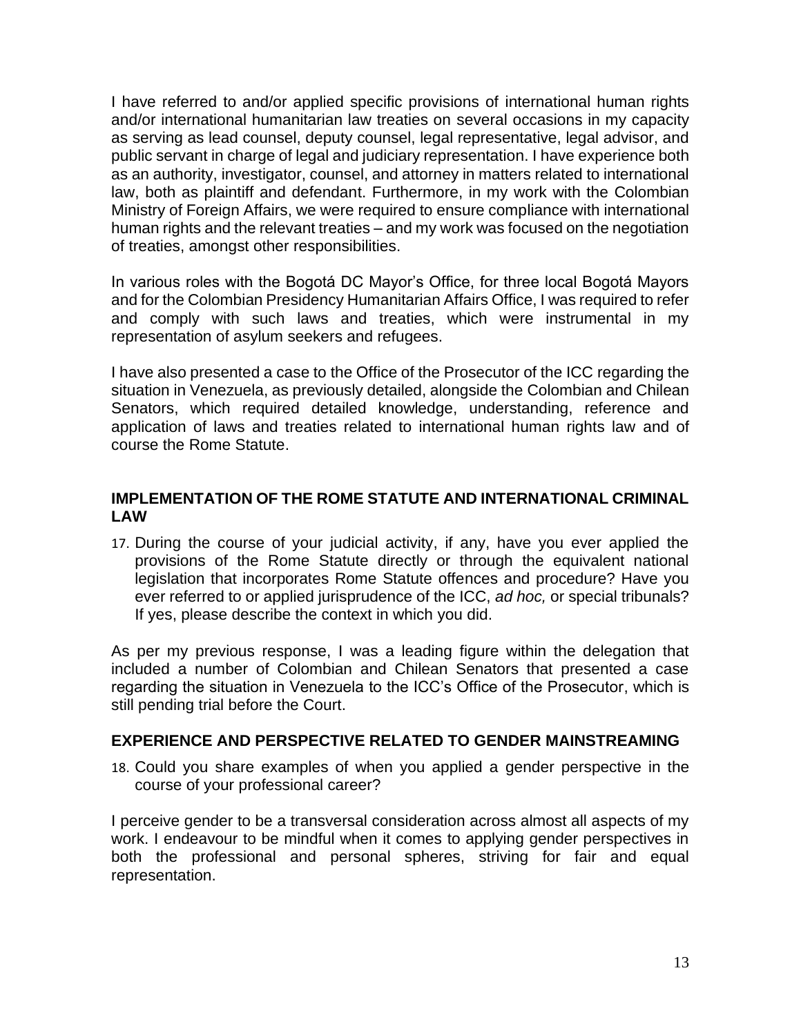I have referred to and/or applied specific provisions of international human rights and/or international humanitarian law treaties on several occasions in my capacity as serving as lead counsel, deputy counsel, legal representative, legal advisor, and public servant in charge of legal and judiciary representation. I have experience both as an authority, investigator, counsel, and attorney in matters related to international law, both as plaintiff and defendant. Furthermore, in my work with the Colombian Ministry of Foreign Affairs, we were required to ensure compliance with international human rights and the relevant treaties – and my work was focused on the negotiation of treaties, amongst other responsibilities.

In various roles with the Bogotá DC Mayor's Office, for three local Bogotá Mayors and for the Colombian Presidency Humanitarian Affairs Office, I was required to refer and comply with such laws and treaties, which were instrumental in my representation of asylum seekers and refugees.

I have also presented a case to the Office of the Prosecutor of the ICC regarding the situation in Venezuela, as previously detailed, alongside the Colombian and Chilean Senators, which required detailed knowledge, understanding, reference and application of laws and treaties related to international human rights law and of course the Rome Statute.

## IMPLEMENTATION OF THE ROME STATUTE AND INTERNATIONAL CRIMINAL LAW

17. During the course of your judicial activity, if any, have you ever applied the provisions of the Rome Statute directly or through the equivalent national legislation that incorporates Rome Statute offences and procedure? Have you ever referred to or applied jurisprudence of the ICC, *ad hoc,* or special tribunals? If yes, please describe the context in which you did.

As per my previous response, I was a leading figure within the delegation that included a number of Colombian and Chilean Senators that presented a case regarding the situation in Venezuela to the ICC's Office of the Prosecutor, which is still pending trial before the Court.

## EXPERIENCE AND PERSPECTIVE RELATED TO GENDER MAINSTREAMING

18. Could you share examples of when you applied a gender perspective in the course of your professional career?

I perceive gender to be a transversal consideration across almost all aspects of my work. I endeavour to be mindful when it comes to applying gender perspectives in both the professional and personal spheres, striving for fair and equal representation.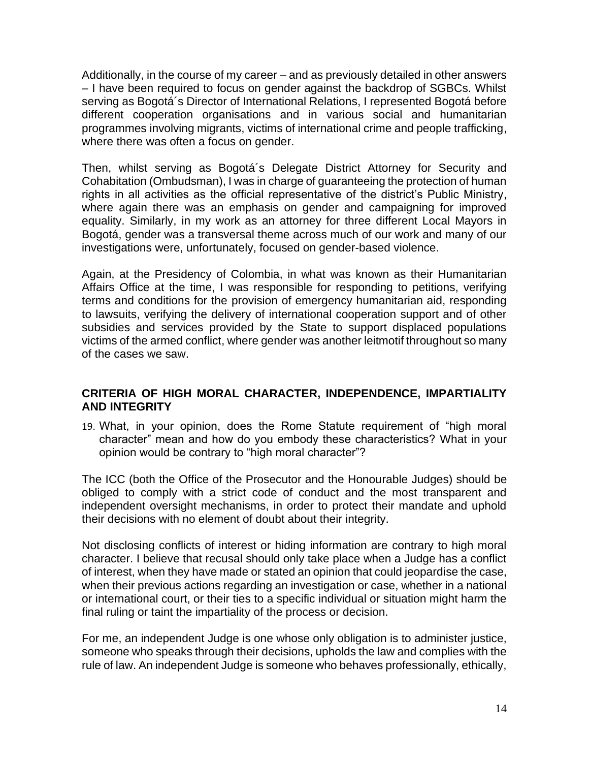Additionally, in the course of my career – and as previously detailed in other answers – I have been required to focus on gender against the backdrop of SGBCs. Whilst serving as Bogotá´s Director of International Relations, I represented Bogotá before different cooperation organisations and in various social and humanitarian programmes involving migrants, victims of international crime and people trafficking, where there was often a focus on gender.

Then, whilst serving as Bogotá´s Delegate District Attorney for Security and Cohabitation (Ombudsman), I was in charge of guaranteeing the protection of human rights in all activities as the official representative of the district's Public Ministry, where again there was an emphasis on gender and campaigning for improved equality. Similarly, in my work as an attorney for three different Local Mayors in Bogotá, gender was a transversal theme across much of our work and many of our investigations were, unfortunately, focused on gender-based violence.

Again, at the Presidency of Colombia, in what was known as their Humanitarian Affairs Office at the time, I was responsible for responding to petitions, verifying terms and conditions for the provision of emergency humanitarian aid, responding to lawsuits, verifying the delivery of international cooperation support and of other subsidies and services provided by the State to support displaced populations victims of the armed conflict, where gender was another leitmotif throughout so many of the cases we saw.

## CRITERIA OF HIGH MORAL CHARACTER, INDEPENDENCE, IMPARTIALITY AND INTEGRITY

19. What, in your opinion, does the Rome Statute requirement of "high moral character" mean and how do you embody these characteristics? What in your opinion would be contrary to "high moral character"?

The ICC (both the Office of the Prosecutor and the Honourable Judges) should be obliged to comply with a strict code of conduct and the most transparent and independent oversight mechanisms, in order to protect their mandate and uphold their decisions with no element of doubt about their integrity.

Not disclosing conflicts of interest or hiding information are contrary to high moral character. I believe that recusal should only take place when a Judge has a conflict of interest, when they have made or stated an opinion that could jeopardise the case, when their previous actions regarding an investigation or case, whether in a national or international court, or their ties to a specific individual or situation might harm the final ruling or taint the impartiality of the process or decision.

For me, an independent Judge is one whose only obligation is to administer justice, someone who speaks through their decisions, upholds the law and complies with the rule of law. An independent Judge is someone who behaves professionally, ethically,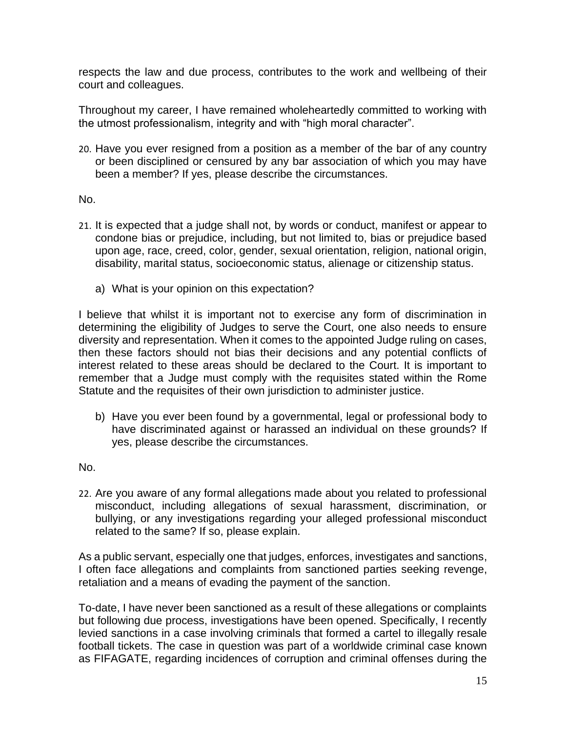respects the law and due process, contributes to the work and wellbeing of their court and colleagues.

Throughout my career, I have remained wholeheartedly committed to working with the utmost professionalism, integrity and with "high moral character".

20. Have you ever resigned from a position as a member of the bar of any country or been disciplined or censured by any bar association of which you may have been a member? If yes, please describe the circumstances.

No.

21. It is expected that a judge shall not, by words or conduct, manifest or appear to condone bias or prejudice, including, but not limited to, bias or prejudice based upon age, race, creed, color, gender, sexual orientation, religion, national origin, disability, marital status, socioeconomic status, alienage or citizenship status.

    a) What is your opinion on this expectation?

I believe that whilst it is important not to exercise any form of discrimination in determining the eligibility of Judges to serve the Court, one also needs to ensure diversity and representation. When it comes to the appointed Judge ruling on cases, then these factors should not bias their decisions and any potential conflicts of interest related to these areas should be declared to the Court. It is important to remember that a Judge must comply with the requisites stated within the Rome Statute and the requisites of their own jurisdiction to administer justice.

    b) Have you ever been found by a governmental, legal or professional body to have discriminated against or harassed an individual on these grounds? If yes, please describe the circumstances.

No.

22. Are you aware of any formal allegations made about you related to professional misconduct, including allegations of sexual harassment, discrimination, or bullying, or any investigations regarding your alleged professional misconduct related to the same? If so, please explain.

As a public servant, especially one that judges, enforces, investigates and sanctions, I often face allegations and complaints from sanctioned parties seeking revenge, retaliation and a means of evading the payment of the sanction.

To-date, I have never been sanctioned as a result of these allegations or complaints but following due process, investigations have been opened. Specifically, I recently levied sanctions in a case involving criminals that formed a cartel to illegally resale football tickets. The case in question was part of a worldwide criminal case known as FIFAGATE, regarding incidences of corruption and criminal offenses during the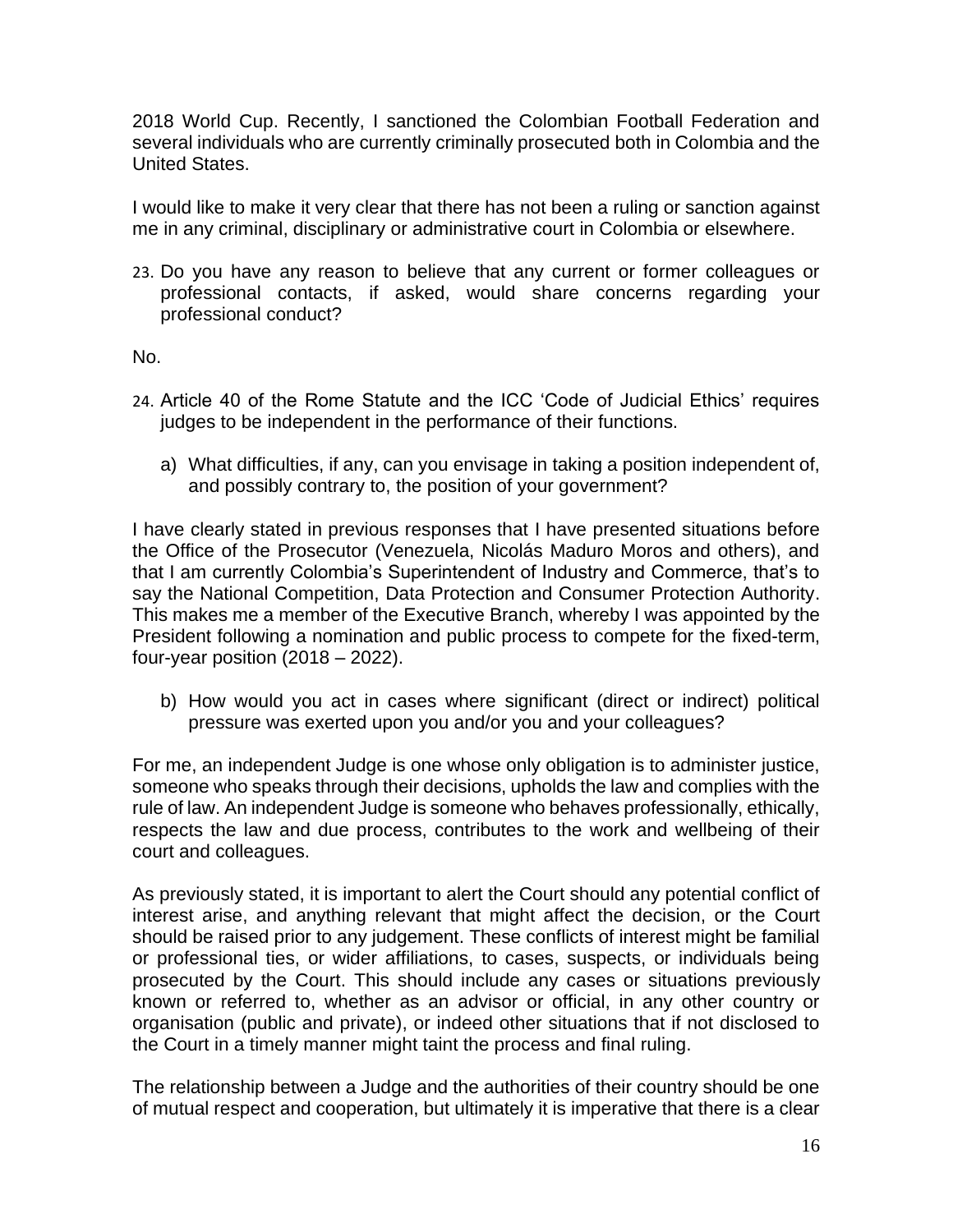2018 World Cup. Recently, I sanctioned the Colombian Football Federation and several individuals who are currently criminally prosecuted both in Colombia and the United States.

I would like to make it very clear that there has not been a ruling or sanction against me in any criminal, disciplinary or administrative court in Colombia or elsewhere.

23. Do you have any reason to believe that any current or former colleagues or professional contacts, if asked, would share concerns regarding your professional conduct?

No.

24. Article 40 of the Rome Statute and the ICC 'Code of Judicial Ethics' requires judges to be independent in the performance of their functions.

   a) What difficulties, if any, can you envisage in taking a position independent of, and possibly contrary to, the position of your government?

I have clearly stated in previous responses that I have presented situations before the Office of the Prosecutor (Venezuela, Nicolás Maduro Moros and others), and that I am currently Colombia's Superintendent of Industry and Commerce, that's to say the National Competition, Data Protection and Consumer Protection Authority. This makes me a member of the Executive Branch, whereby I was appointed by the President following a nomination and public process to compete for the fixed-term, four-year position (2018 – 2022).

   b) How would you act in cases where significant (direct or indirect) political pressure was exerted upon you and/or you and your colleagues?

For me, an independent Judge is one whose only obligation is to administer justice, someone who speaks through their decisions, upholds the law and complies with the rule of law. An independent Judge is someone who behaves professionally, ethically, respects the law and due process, contributes to the work and wellbeing of their court and colleagues.

As previously stated, it is important to alert the Court should any potential conflict of interest arise, and anything relevant that might affect the decision, or the Court should be raised prior to any judgement. These conflicts of interest might be familial or professional ties, or wider affiliations, to cases, suspects, or individuals being prosecuted by the Court. This should include any cases or situations previously known or referred to, whether as an advisor or official, in any other country or organisation (public and private), or indeed other situations that if not disclosed to the Court in a timely manner might taint the process and final ruling.

The relationship between a Judge and the authorities of their country should be one of mutual respect and cooperation, but ultimately it is imperative that there is a clear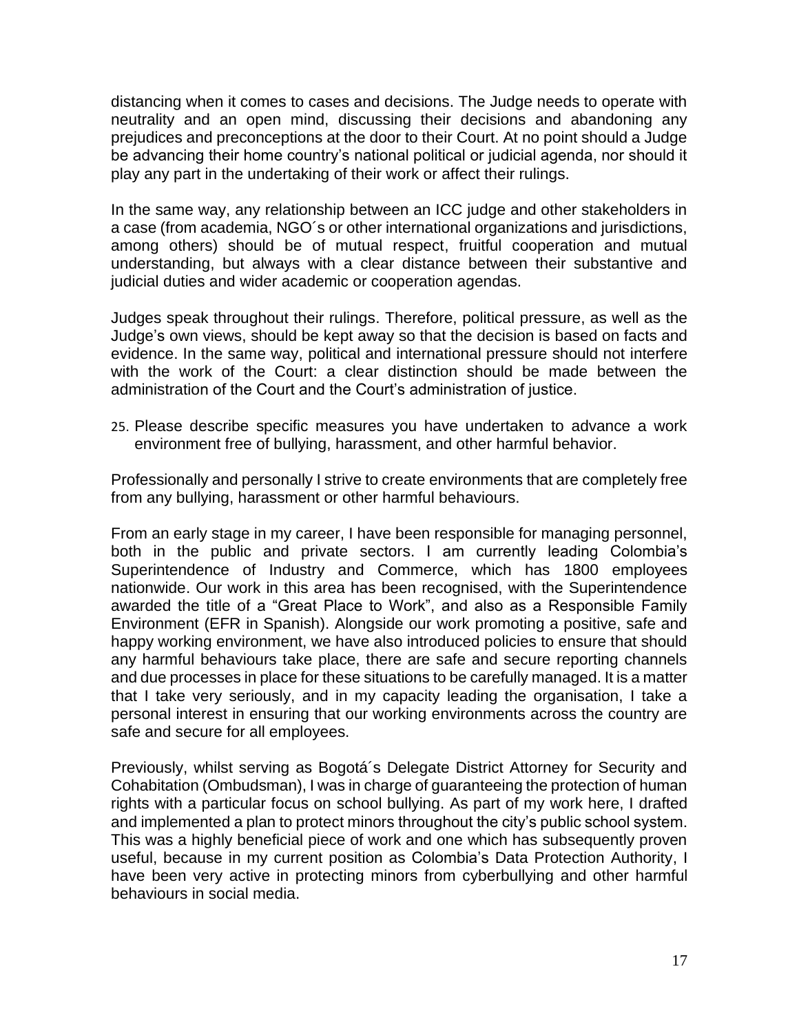distancing when it comes to cases and decisions. The Judge needs to operate with neutrality and an open mind, discussing their decisions and abandoning any prejudices and preconceptions at the door to their Court. At no point should a Judge be advancing their home country's national political or judicial agenda, nor should it play any part in the undertaking of their work or affect their rulings.

In the same way, any relationship between an ICC judge and other stakeholders in a case (from academia, NGO´s or other international organizations and jurisdictions, among others) should be of mutual respect, fruitful cooperation and mutual understanding, but always with a clear distance between their substantive and judicial duties and wider academic or cooperation agendas.

Judges speak throughout their rulings. Therefore, political pressure, as well as the Judge's own views, should be kept away so that the decision is based on facts and evidence. In the same way, political and international pressure should not interfere with the work of the Court: a clear distinction should be made between the administration of the Court and the Court's administration of justice.

25. Please describe specific measures you have undertaken to advance a work environment free of bullying, harassment, and other harmful behavior.

Professionally and personally I strive to create environments that are completely free from any bullying, harassment or other harmful behaviours.

From an early stage in my career, I have been responsible for managing personnel, both in the public and private sectors. I am currently leading Colombia's Superintendence of Industry and Commerce, which has 1800 employees nationwide. Our work in this area has been recognised, with the Superintendence awarded the title of a "Great Place to Work", and also as a Responsible Family Environment (EFR in Spanish). Alongside our work promoting a positive, safe and happy working environment, we have also introduced policies to ensure that should any harmful behaviours take place, there are safe and secure reporting channels and due processes in place for these situations to be carefully managed. It is a matter that I take very seriously, and in my capacity leading the organisation, I take a personal interest in ensuring that our working environments across the country are safe and secure for all employees.

Previously, whilst serving as Bogotá´s Delegate District Attorney for Security and Cohabitation (Ombudsman), I was in charge of guaranteeing the protection of human rights with a particular focus on school bullying. As part of my work here, I drafted and implemented a plan to protect minors throughout the city's public school system. This was a highly beneficial piece of work and one which has subsequently proven useful, because in my current position as Colombia's Data Protection Authority, I have been very active in protecting minors from cyberbullying and other harmful behaviours in social media.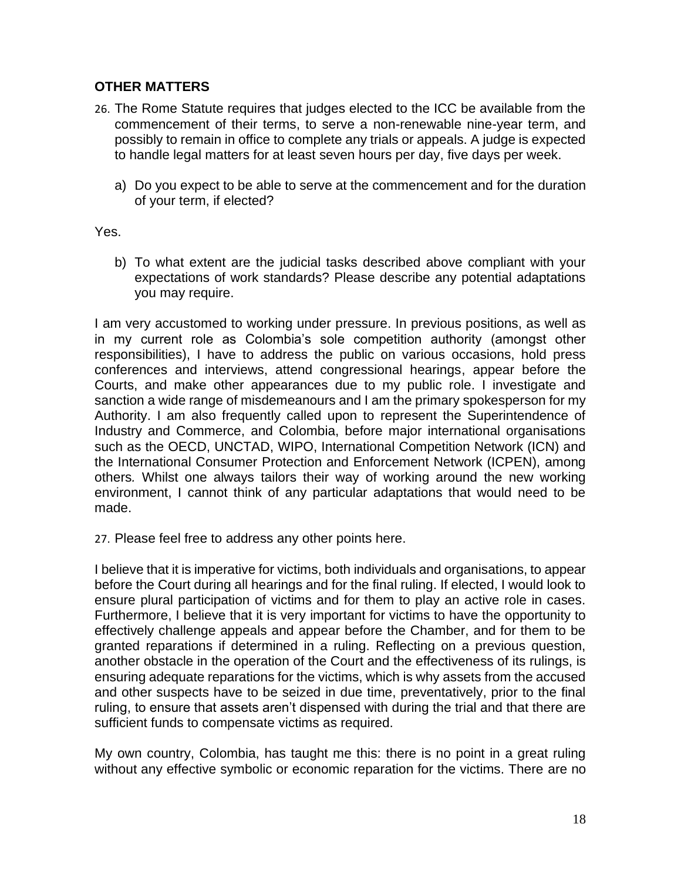## OTHER MATTERS

26. The Rome Statute requires that judges elected to the ICC be available from the commencement of their terms, to serve a non-renewable nine-year term, and possibly to remain in office to complete any trials or appeals. A judge is expected to handle legal matters for at least seven hours per day, five days per week.

    a) Do you expect to be able to serve at the commencement and for the duration of your term, if elected?

Yes.

    b) To what extent are the judicial tasks described above compliant with your expectations of work standards? Please describe any potential adaptations you may require.

I am very accustomed to working under pressure. In previous positions, as well as in my current role as Colombia's sole competition authority (amongst other responsibilities), I have to address the public on various occasions, hold press conferences and interviews, attend congressional hearings, appear before the Courts, and make other appearances due to my public role. I investigate and sanction a wide range of misdemeanours and I am the primary spokesperson for my Authority. I am also frequently called upon to represent the Superintendence of Industry and Commerce, and Colombia, before major international organisations such as the OECD, UNCTAD, WIPO, International Competition Network (ICN) and the International Consumer Protection and Enforcement Network (ICPEN), among others. Whilst one always tailors their way of working around the new working environment, I cannot think of any particular adaptations that would need to be made.

27. Please feel free to address any other points here.

I believe that it is imperative for victims, both individuals and organisations, to appear before the Court during all hearings and for the final ruling. If elected, I would look to ensure plural participation of victims and for them to play an active role in cases. Furthermore, I believe that it is very important for victims to have the opportunity to effectively challenge appeals and appear before the Chamber, and for them to be granted reparations if determined in a ruling. Reflecting on a previous question, another obstacle in the operation of the Court and the effectiveness of its rulings, is ensuring adequate reparations for the victims, which is why assets from the accused and other suspects have to be seized in due time, preventatively, prior to the final ruling, to ensure that assets aren't dispensed with during the trial and that there are sufficient funds to compensate victims as required.

My own country, Colombia, has taught me this: there is no point in a great ruling without any effective symbolic or economic reparation for the victims. There are no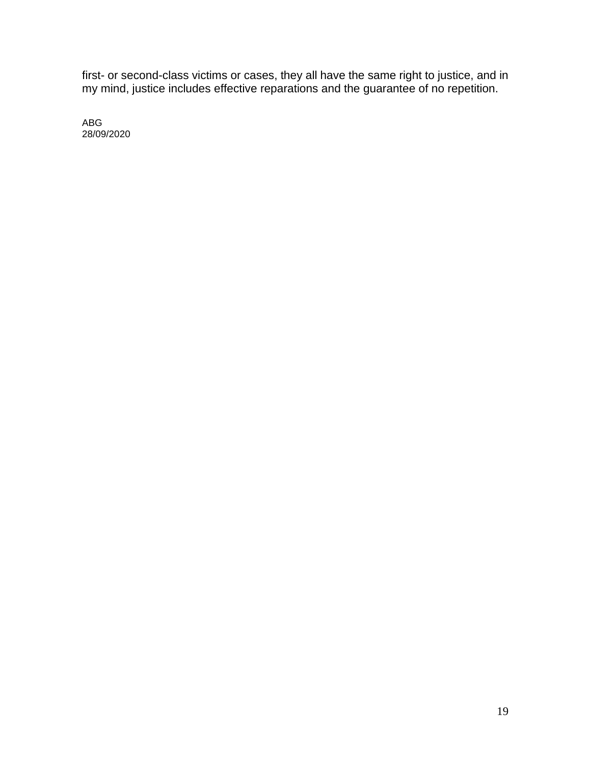first- or second-class victims or cases, they all have the same right to justice, and in my mind, justice includes effective reparations and the guarantee of no repetition.

ABG
28/09/2020